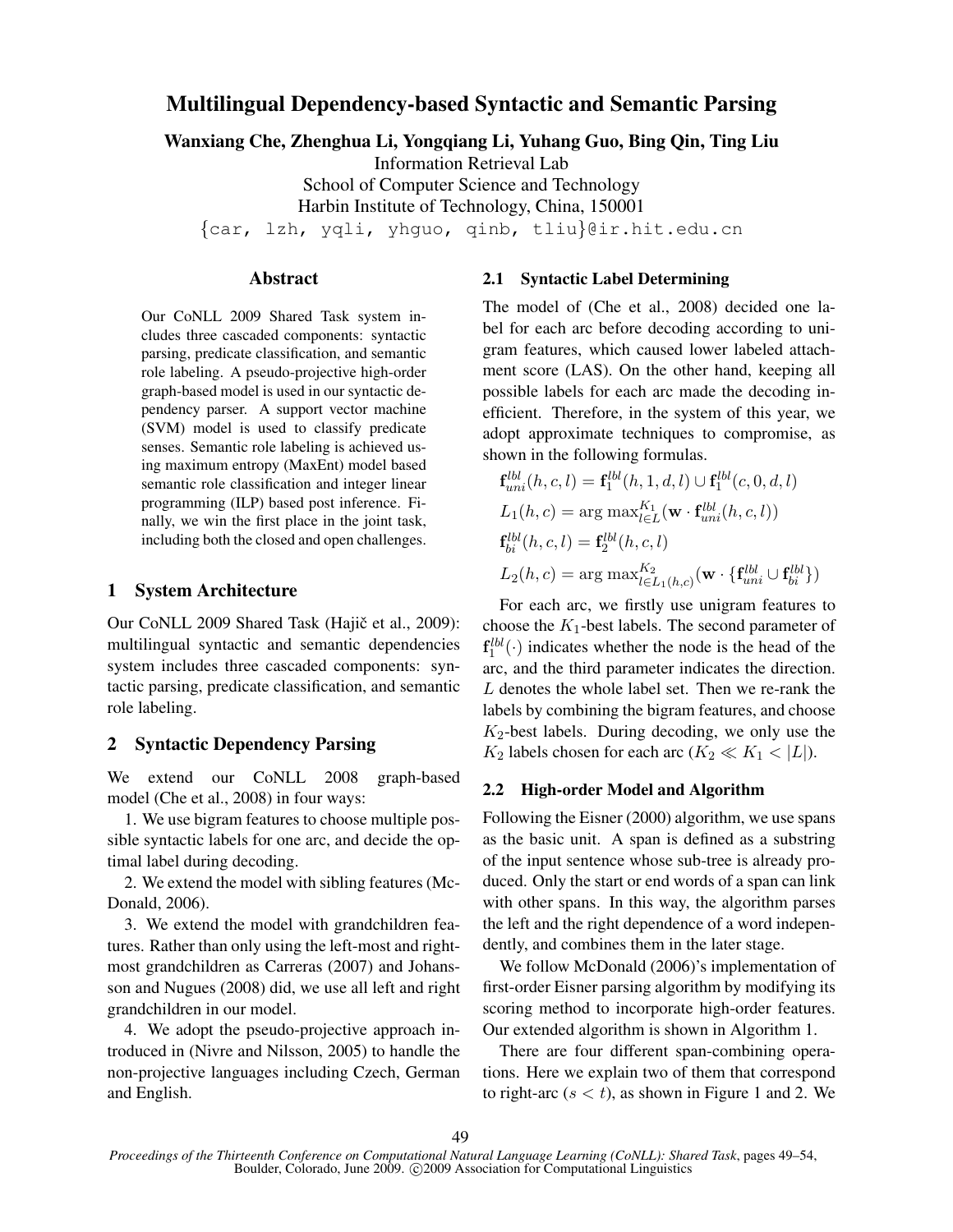# Multilingual Dependency-based Syntactic and Semantic Parsing

**Wanxiang Che, Zhenghua Li, Yongqiang Li, Yuhang Guo, Bing Qin, Ting Liu**

Information Retrieval Lab
School of Computer Science and Technology
Harbin Institute of Technology, China, 150001
{car, lzh, yqli, yhguo, qinb, tliu}@ir.hit.edu.cn

## Abstract

Our CoNLL 2009 Shared Task system includes three cascaded components: syntactic parsing, predicate classification, and semantic role labeling. A pseudo-projective high-order graph-based model is used in our syntactic dependency parser. A support vector machine (SVM) model is used to classify predicate senses. Semantic role labeling is achieved using maximum entropy (MaxEnt) model based semantic role classification and integer linear programming (ILP) based post inference. Finally, we win the first place in the joint task, including both the closed and open challenges.

## 1 System Architecture

Our CoNLL 2009 Shared Task (Hajič et al., 2009): multilingual syntactic and semantic dependencies system includes three cascaded components: syntactic parsing, predicate classification, and semantic role labeling.

## 2 Syntactic Dependency Parsing

We extend our CoNLL 2008 graph-based model (Che et al., 2008) in four ways:

1. We use bigram features to choose multiple possible syntactic labels for one arc, and decide the optimal label during decoding.

2. We extend the model with sibling features (McDonald, 2006).

3. We extend the model with grandchildren features. Rather than only using the left-most and right-most grandchildren as Carreras (2007) and Johansson and Nugues (2008) did, we use all left and right grandchildren in our model.

4. We adopt the pseudo-projective approach introduced in (Nivre and Nilsson, 2005) to handle the non-projective languages including Czech, German and English.

### 2.1 Syntactic Label Determining

The model of (Che et al., 2008) decided one label for each arc before decoding according to unigram features, which caused lower labeled attachment score (LAS). On the other hand, keeping all possible labels for each arc made the decoding inefficient. Therefore, in the system of this year, we adopt approximate techniques to compromise, as shown in the following formulas.

$$\mathbf{f}_{uni}^{lbl}(h,c,l) = \mathbf{f}_1^{lbl}(h,1,d,l) \cup \mathbf{f}_1^{lbl}(c,0,d,l)$$

$$L_1(h,c) = \arg\max_{l \in L}^{K_1}(\mathbf{w} \cdot \mathbf{f}_{uni}^{lbl}(h,c,l))$$

$$\mathbf{f}_{bi}^{lbl}(h,c,l) = \mathbf{f}_2^{lbl}(h,c,l)$$

$$L_2(h,c) = \arg\max_{l \in L_1(h,c)}^{K_2}(\mathbf{w} \cdot \{\mathbf{f}_{uni}^{lbl} \cup \mathbf{f}_{bi}^{lbl}\})$$

For each arc, we firstly use unigram features to choose the $K_1$-best labels. The second parameter of $\mathbf{f}_1^{lbl}(\cdot)$ indicates whether the node is the head of the arc, and the third parameter indicates the direction. $L$ denotes the whole label set. Then we re-rank the labels by combining the bigram features, and choose $K_2$-best labels. During decoding, we only use the $K_2$ labels chosen for each arc ($K_2 \ll K_1 < |L|$).

### 2.2 High-order Model and Algorithm

Following the Eisner (2000) algorithm, we use spans as the basic unit. A span is defined as a substring of the input sentence whose sub-tree is already produced. Only the start or end words of a span can link with other spans. In this way, the algorithm parses the left and the right dependence of a word independently, and combines them in the later stage.

We follow McDonald (2006)'s implementation of first-order Eisner parsing algorithm by modifying its scoring method to incorporate high-order features. Our extended algorithm is shown in Algorithm 1.

There are four different span-combining operations. Here we explain two of them that correspond to right-arc ($s < t$), as shown in Figure 1 and 2. We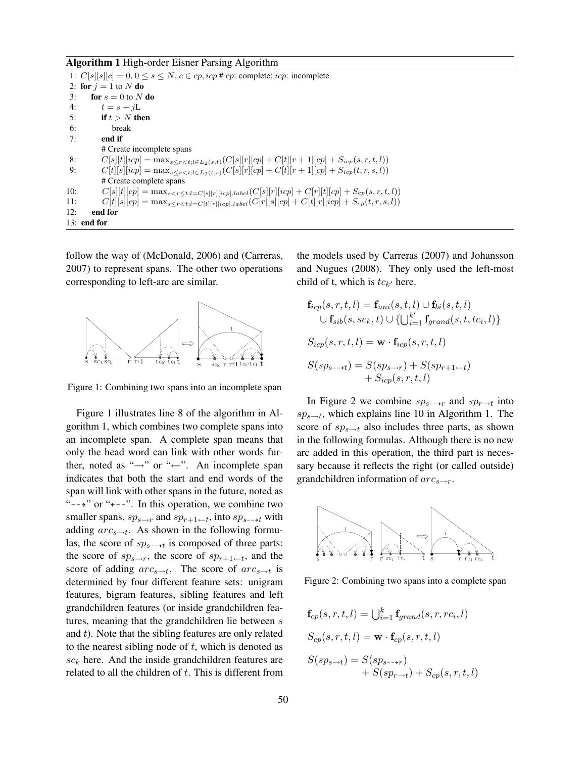**Algorithm 1** High-order Eisner Parsing Algorithm

```
1: C[s][s][c] = 0, 0 ≤ s ≤ N, c ∈ cp, icp # cp: complete; icp: incomplete
2: for j = 1 to N do
3:   for s = 0 to N do
4:     t = s + jL
5:     if t > N then
6:       break
7:     end if
       # Create incomplete spans
8:     C[s][t][icp] = max_{s≤r<t; l∈L_2(s,t)} (C[s][r][cp] + C[t][r+1][cp] + S_icp(s,r,t,l))
9:     C[t][s][icp] = max_{s≤r<t; l∈L_2(t,s)} (C[s][r][cp] + C[t][r+1][cp] + S_icp(t,r,s,l))
       # Create complete spans
10:    C[s][t][cp] = max_{s<r≤t; l=C[s][r][icp].label} (C[s][r][icp] + C[r][t][cp] + S_cp(s,r,t,l))
11:    C[t][s][cp] = max_{s≤r<t; l=C[t][r][icp].label} (C[r][s][cp] + C[t][r][icp] + S_cp(t,r,s,l))
12:  end for
13: end for
```

follow the way of (McDonald, 2006) and (Carreras, 2007) to represent spans. The other two operations corresponding to left-arc are similar.

Figure 1: Combining two spans into an incomplete span

Figure 1 illustrates line 8 of the algorithm in Algorithm 1, which combines two complete spans into an incomplete span. A complete span means that only the head word can link with other words further, noted as "→" or "←". An incomplete span indicates that both the start and end words of the span will link with other spans in the future, noted as "⇢" or "⇠". In this operation, we combine two smaller spans, $sp_{s\rightarrow r}$ and $sp_{r+1\leftarrow t}$, into $sp_{s\dashrightarrow t}$ with adding $arc_{s\rightarrow t}$. As shown in the following formulas, the score of $sp_{s\dashrightarrow t}$ is composed of three parts: the score of $sp_{s\rightarrow r}$, the score of $sp_{r+1\leftarrow t}$, and the score of adding $arc_{s\rightarrow t}$. The score of $arc_{s\rightarrow t}$ is determined by four different feature sets: unigram features, bigram features, sibling features and left grandchildren features (or inside grandchildren features, meaning that the grandchildren lie between $s$ and $t$). Note that the sibling features are only related to the nearest sibling node of $t$, which is denoted as $sc_k$ here. And the inside grandchildren features are related to all the children of $t$. This is different from the models used by Carreras (2007) and Johansson and Nugues (2008). They only used the left-most child of t, which is $tc_{k'}$ here.

$$
\begin{aligned}
\mathbf{f}_{icp}(s,r,t,l) &= \mathbf{f}_{uni}(s,t,l) \cup \mathbf{f}_{bi}(s,t,l) \\
&\cup \mathbf{f}_{sib}(s,sc_k,t) \cup \{\textstyle\bigcup_{i=1}^{k'} \mathbf{f}_{grand}(s,t,tc_i,l)\}
\end{aligned}
$$

$$
S_{icp}(s,r,t,l) = \mathbf{w} \cdot \mathbf{f}_{icp}(s,r,t,l)
$$

$$
\begin{aligned}
S(sp_{s\dashrightarrow t}) &= S(sp_{s\rightarrow r}) + S(sp_{r+1\leftarrow t}) \\
&+ S_{icp}(s,r,t,l)
\end{aligned}
$$

In Figure 2 we combine $sp_{s\dashrightarrow r}$ and $sp_{r\rightarrow t}$ into $sp_{s\rightarrow t}$, which explains line 10 in Algorithm 1. The score of $sp_{s\rightarrow t}$ also includes three parts, as shown in the following formulas. Although there is no new arc added in this operation, the third part is necessary because it reflects the right (or called outside) grandchildren information of $arc_{s\rightarrow r}$.

Figure 2: Combining two spans into a complete span

$$
\mathbf{f}_{cp}(s,r,t,l) = \textstyle\bigcup_{i=1}^{k} \mathbf{f}_{grand}(s,r,rc_i,l)
$$

$$
S_{cp}(s,r,t,l) = \mathbf{w} \cdot \mathbf{f}_{cp}(s,r,t,l)
$$

$$
\begin{aligned}
S(sp_{s\rightarrow t}) &= S(sp_{s\dashrightarrow r}) \\
&+ S(sp_{r\rightarrow t}) + S_{cp}(s,r,t,l)
\end{aligned}
$$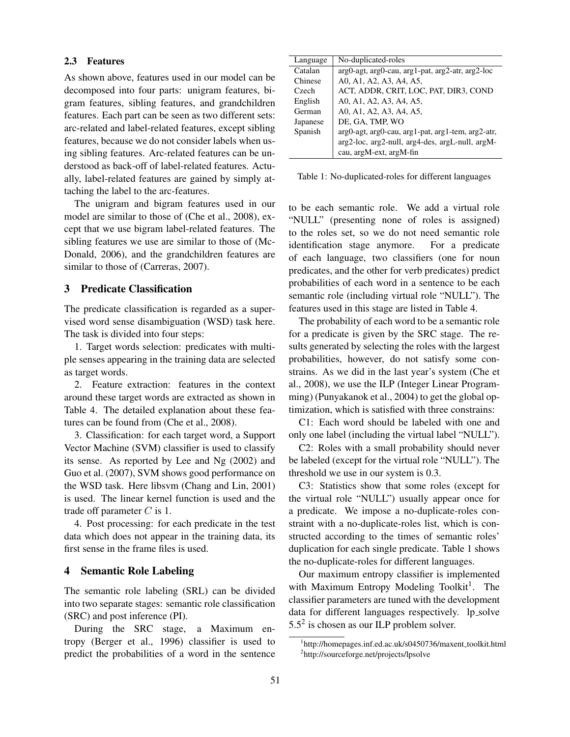### 2.3 Features

As shown above, features used in our model can be decomposed into four parts: unigram features, bigram features, sibling features, and grandchildren features. Each part can be seen as two different sets: arc-related and label-related features, except sibling features, because we do not consider labels when using sibling features. Arc-related features can be understood as back-off of label-related features. Actually, label-related features are gained by simply attaching the label to the arc-features.

The unigram and bigram features used in our model are similar to those of (Che et al., 2008), except that we use bigram label-related features. The sibling features we use are similar to those of (McDonald, 2006), and the grandchildren features are similar to those of (Carreras, 2007).

## 3 Predicate Classification

The predicate classification is regarded as a supervised word sense disambiguation (WSD) task here. The task is divided into four steps:

1. Target words selection: predicates with multiple senses appearing in the training data are selected as target words.

2. Feature extraction: features in the context around these target words are extracted as shown in Table 4. The detailed explanation about these features can be found from (Che et al., 2008).

3. Classification: for each target word, a Support Vector Machine (SVM) classifier is used to classify its sense. As reported by Lee and Ng (2002) and Guo et al. (2007), SVM shows good performance on the WSD task. Here libsvm (Chang and Lin, 2001) is used. The linear kernel function is used and the trade off parameter $C$ is 1.

4. Post processing: for each predicate in the test data which does not appear in the training data, its first sense in the frame files is used.

## 4 Semantic Role Labeling

The semantic role labeling (SRL) can be divided into two separate stages: semantic role classification (SRC) and post inference (PI).

During the SRC stage, a Maximum entropy (Berger et al., 1996) classifier is used to predict the probabilities of a word in the sentence to be each semantic role. We add a virtual role "NULL" (presenting none of roles is assigned) to the roles set, so we do not need semantic role identification stage anymore. For a predicate of each language, two classifiers (one for noun predicates, and the other for verb predicates) predict probabilities of each word in a sentence to be each semantic role (including virtual role "NULL"). The features used in this stage are listed in Table 4.

The probability of each word to be a semantic role for a predicate is given by the SRC stage. The results generated by selecting the roles with the largest probabilities, however, do not satisfy some constrains. As we did in the last year's system (Che et al., 2008), we use the ILP (Integer Linear Programming) (Punyakanok et al., 2004) to get the global optimization, which is satisfied with three constrains:

C1: Each word should be labeled with one and only one label (including the virtual label "NULL").

C2: Roles with a small probability should never be labeled (except for the virtual role "NULL"). The threshold we use in our system is 0.3.

C3: Statistics show that some roles (except for the virtual role "NULL") usually appear once for a predicate. We impose a no-duplicate-roles constraint with a no-duplicate-roles list, which is constructed according to the times of semantic roles' duplication for each single predicate. Table 1 shows the no-duplicate-roles for different languages.

| Language | No-duplicated-roles |
|---|---|
| Catalan | arg0-agt, arg0-cau, arg1-pat, arg2-atr, arg2-loc |
| Chinese | A0, A1, A2, A3, A4, A5, |
| Czech | ACT, ADDR, CRIT, LOC, PAT, DIR3, COND |
| English | A0, A1, A2, A3, A4, A5, |
| German | A0, A1, A2, A3, A4, A5, |
| Japanese | DE, GA, TMP, WO |
| Spanish | arg0-agt, arg0-cau, arg1-pat, arg1-tem, arg2-atr, arg2-loc, arg2-null, arg4-des, argL-null, argM-cau, argM-ext, argM-fin |

Table 1: No-duplicated-roles for different languages

Our maximum entropy classifier is implemented with Maximum Entropy Modeling Toolkit[1]. The classifier parameters are tuned with the development data for different languages respectively. lp_solve 5.5[2] is chosen as our ILP problem solver.

[1] http://homepages.inf.ed.ac.uk/s0450736/maxent_toolkit.html

[2] http://sourceforge.net/projects/lpsolve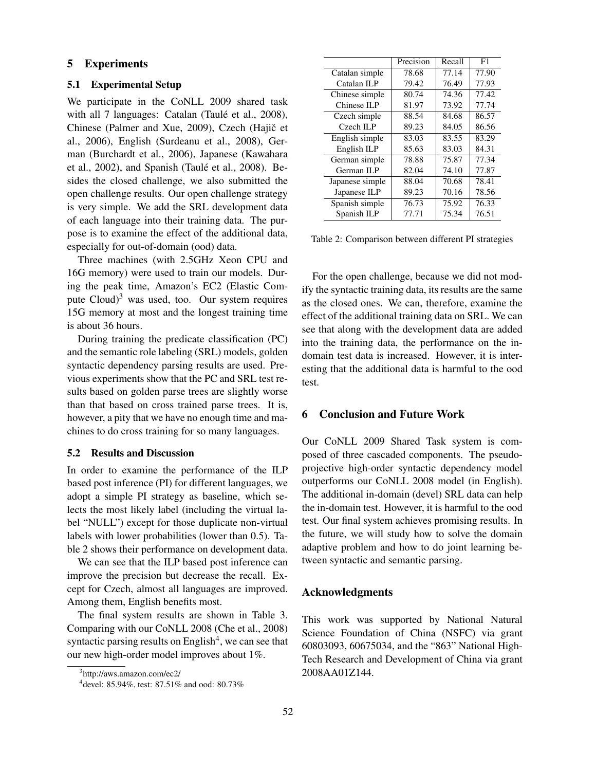## 5 Experiments

### 5.1 Experimental Setup

We participate in the CoNLL 2009 shared task with all 7 languages: Catalan (Taulé et al., 2008), Chinese (Palmer and Xue, 2009), Czech (Hajič et al., 2006), English (Surdeanu et al., 2008), German (Burchardt et al., 2006), Japanese (Kawahara et al., 2002), and Spanish (Taulé et al., 2008). Besides the closed challenge, we also submitted the open challenge results. Our open challenge strategy is very simple. We add the SRL development data of each language into their training data. The purpose is to examine the effect of the additional data, especially for out-of-domain (ood) data.

Three machines (with 2.5GHz Xeon CPU and 16G memory) were used to train our models. During the peak time, Amazon's EC2 (Elastic Compute Cloud)[3] was used, too. Our system requires 15G memory at most and the longest training time is about 36 hours.

During training the predicate classification (PC) and the semantic role labeling (SRL) models, golden syntactic dependency parsing results are used. Previous experiments show that the PC and SRL test results based on golden parse trees are slightly worse than that based on cross trained parse trees. It is, however, a pity that we have no enough time and machines to do cross training for so many languages.

### 5.2 Results and Discussion

In order to examine the performance of the ILP based post inference (PI) for different languages, we adopt a simple PI strategy as baseline, which selects the most likely label (including the virtual label "NULL") except for those duplicate non-virtual labels with lower probabilities (lower than 0.5). Table 2 shows their performance on development data.

We can see that the ILP based post inference can improve the precision but decrease the recall. Except for Czech, almost all languages are improved. Among them, English benefits most.

The final system results are shown in Table 3. Comparing with our CoNLL 2008 (Che et al., 2008) syntactic parsing results on English[4], we can see that our new high-order model improves about 1%.

[3] http://aws.amazon.com/ec2/

[4] devel: 85.94%, test: 87.51% and ood: 80.73%

| | Precision | Recall | F1 |
|---|---|---|---|
| Catalan simple | 78.68 | 77.14 | 77.90 |
| Catalan ILP | 79.42 | 76.49 | 77.93 |
| Chinese simple | 80.74 | 74.36 | 77.42 |
| Chinese ILP | 81.97 | 73.92 | 77.74 |
| Czech simple | 88.54 | 84.68 | 86.57 |
| Czech ILP | 89.23 | 84.05 | 86.56 |
| English simple | 83.03 | 83.55 | 83.29 |
| English ILP | 85.63 | 83.03 | 84.31 |
| German simple | 78.88 | 75.87 | 77.34 |
| German ILP | 82.04 | 74.10 | 77.87 |
| Japanese simple | 88.04 | 70.68 | 78.41 |
| Japanese ILP | 89.23 | 70.16 | 78.56 |
| Spanish simple | 76.73 | 75.92 | 76.33 |
| Spanish ILP | 77.71 | 75.34 | 76.51 |

Table 2: Comparison between different PI strategies

For the open challenge, because we did not modify the syntactic training data, its results are the same as the closed ones. We can, therefore, examine the effect of the additional training data on SRL. We can see that along with the development data are added into the training data, the performance on the in-domain test data is increased. However, it is interesting that the additional data is harmful to the ood test.

## 6 Conclusion and Future Work

Our CoNLL 2009 Shared Task system is composed of three cascaded components. The pseudo-projective high-order syntactic dependency model outperforms our CoNLL 2008 model (in English). The additional in-domain (devel) SRL data can help the in-domain test. However, it is harmful to the ood test. Our final system achieves promising results. In the future, we will study how to solve the domain adaptive problem and how to do joint learning between syntactic and semantic parsing.

## Acknowledgments

This work was supported by National Natural Science Foundation of China (NSFC) via grant 60803093, 60675034, and the "863" National High-Tech Research and Development of China via grant 2008AA01Z144.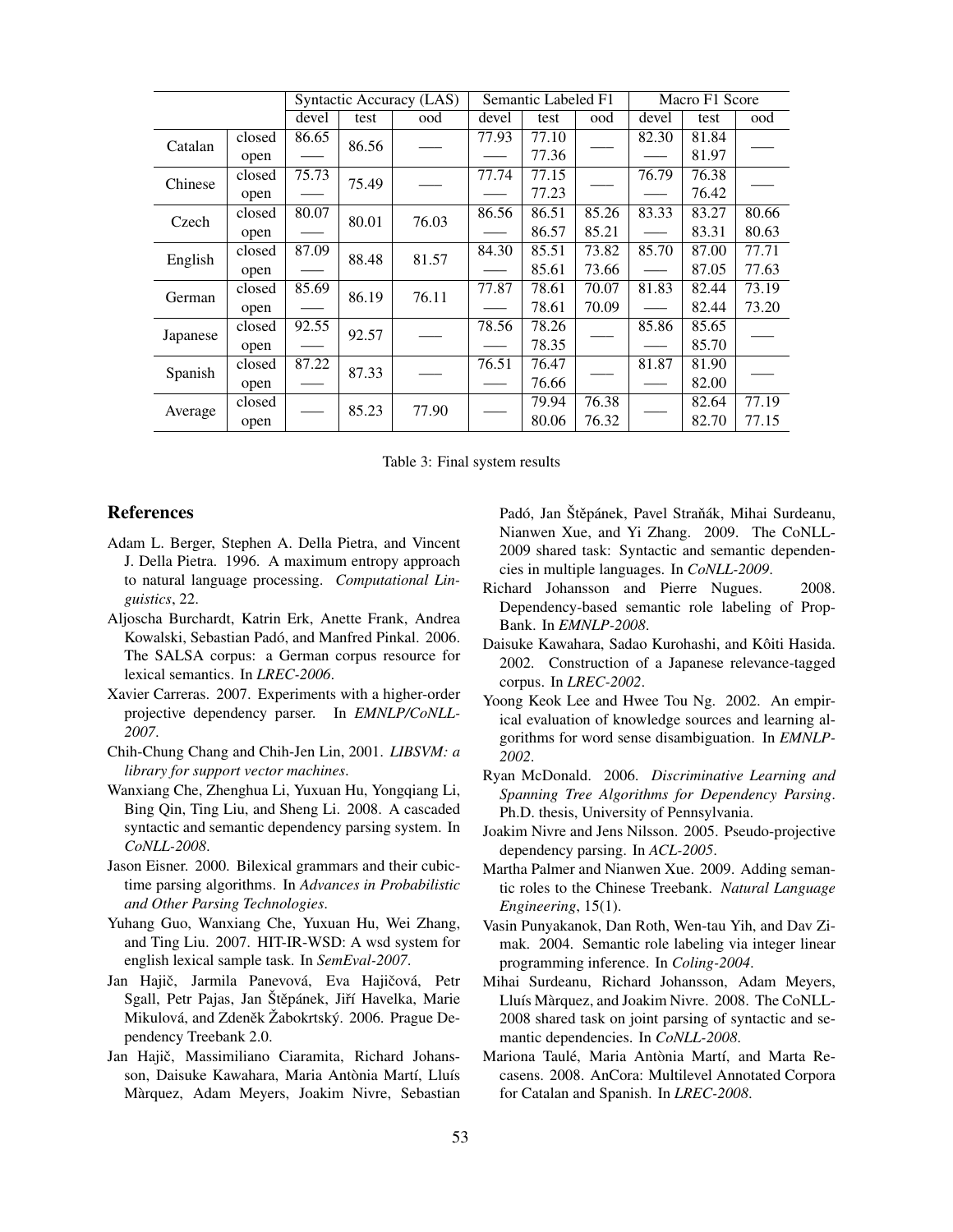| | | Syntactic Accuracy (LAS) | | | Semantic Labeled F1 | | | Macro F1 Score | | |
|---|---|---|---|---|---|---|---|---|---|---|
| | | devel | test | ood | devel | test | ood | devel | test | ood |
| Catalan | closed | 86.65 | 86.56 | —— | 77.93 | 77.10 | —— | 82.30 | 81.84 | —— |
| | open | —— | | | —— | 77.36 | | —— | 81.97 | |
| Chinese | closed | 75.73 | 75.49 | —— | 77.74 | 77.15 | —— | 76.79 | 76.38 | —— |
| | open | —— | | | —— | 77.23 | | —— | 76.42 | |
| Czech | closed | 80.07 | 80.01 | 76.03 | 86.56 | 86.51 | 85.26 | 83.33 | 83.27 | 80.66 |
| | open | —— | | | —— | 86.57 | 85.21 | —— | 83.31 | 80.63 |
| English | closed | 87.09 | 88.48 | 81.57 | 84.30 | 85.51 | 73.82 | 85.70 | 87.00 | 77.71 |
| | open | —— | | | —— | 85.61 | 73.66 | —— | 87.05 | 77.63 |
| German | closed | 85.69 | 86.19 | 76.11 | 77.87 | 78.61 | 70.07 | 81.83 | 82.44 | 73.19 |
| | open | —— | | | —— | 78.61 | 70.09 | —— | 82.44 | 73.20 |
| Japanese | closed | 92.55 | 92.57 | —— | 78.56 | 78.26 | —— | 85.86 | 85.65 | —— |
| | open | —— | | | —— | 78.35 | | —— | 85.70 | |
| Spanish | closed | 87.22 | 87.33 | —— | 76.51 | 76.47 | —— | 81.87 | 81.90 | —— |
| | open | —— | | | —— | 76.66 | | —— | 82.00 | |
| Average | closed | —— | 85.23 | 77.90 | —— | 79.94 | 76.38 | —— | 82.64 | 77.19 |
| | open | | | | | 80.06 | 76.32 | | 82.70 | 77.15 |

Table 3: Final system results

## References

Adam L. Berger, Stephen A. Della Pietra, and Vincent J. Della Pietra. 1996. A maximum entropy approach to natural language processing. *Computational Linguistics*, 22.

Aljoscha Burchardt, Katrin Erk, Anette Frank, Andrea Kowalski, Sebastian Padó, and Manfred Pinkal. 2006. The SALSA corpus: a German corpus resource for lexical semantics. In *LREC-2006*.

Xavier Carreras. 2007. Experiments with a higher-order projective dependency parser. In *EMNLP/CoNLL-2007*.

Chih-Chung Chang and Chih-Jen Lin, 2001. *LIBSVM: a library for support vector machines*.

Wanxiang Che, Zhenghua Li, Yuxuan Hu, Yongqiang Li, Bing Qin, Ting Liu, and Sheng Li. 2008. A cascaded syntactic and semantic dependency parsing system. In *CoNLL-2008*.

Jason Eisner. 2000. Bilexical grammars and their cubic-time parsing algorithms. In *Advances in Probabilistic and Other Parsing Technologies*.

Yuhang Guo, Wanxiang Che, Yuxuan Hu, Wei Zhang, and Ting Liu. 2007. HIT-IR-WSD: A wsd system for english lexical sample task. In *SemEval-2007*.

Jan Hajič, Jarmila Panevová, Eva Hajičová, Petr Sgall, Petr Pajas, Jan Štěpánek, Jiří Havelka, Marie Mikulová, and Zdeněk Žabokrtský. 2006. Prague Dependency Treebank 2.0.

Jan Hajič, Massimiliano Ciaramita, Richard Johansson, Daisuke Kawahara, Maria Antònia Martí, Lluís Màrquez, Adam Meyers, Joakim Nivre, Sebastian Padó, Jan Štěpánek, Pavel Straňák, Mihai Surdeanu, Nianwen Xue, and Yi Zhang. 2009. The CoNLL-2009 shared task: Syntactic and semantic dependencies in multiple languages. In *CoNLL-2009*.

Richard Johansson and Pierre Nugues. 2008. Dependency-based semantic role labeling of PropBank. In *EMNLP-2008*.

Daisuke Kawahara, Sadao Kurohashi, and Kôiti Hasida. 2002. Construction of a Japanese relevance-tagged corpus. In *LREC-2002*.

Yoong Keok Lee and Hwee Tou Ng. 2002. An empirical evaluation of knowledge sources and learning algorithms for word sense disambiguation. In *EMNLP-2002*.

Ryan McDonald. 2006. *Discriminative Learning and Spanning Tree Algorithms for Dependency Parsing*. Ph.D. thesis, University of Pennsylvania.

Joakim Nivre and Jens Nilsson. 2005. Pseudo-projective dependency parsing. In *ACL-2005*.

Martha Palmer and Nianwen Xue. 2009. Adding semantic roles to the Chinese Treebank. *Natural Language Engineering*, 15(1).

Vasin Punyakanok, Dan Roth, Wen-tau Yih, and Dav Zimak. 2004. Semantic role labeling via integer linear programming inference. In *Coling-2004*.

Mihai Surdeanu, Richard Johansson, Adam Meyers, Lluís Màrquez, and Joakim Nivre. 2008. The CoNLL-2008 shared task on joint parsing of syntactic and semantic dependencies. In *CoNLL-2008*.

Mariona Taulé, Maria Antònia Martí, and Marta Recasens. 2008. AnCora: Multilevel Annotated Corpora for Catalan and Spanish. In *LREC-2008*.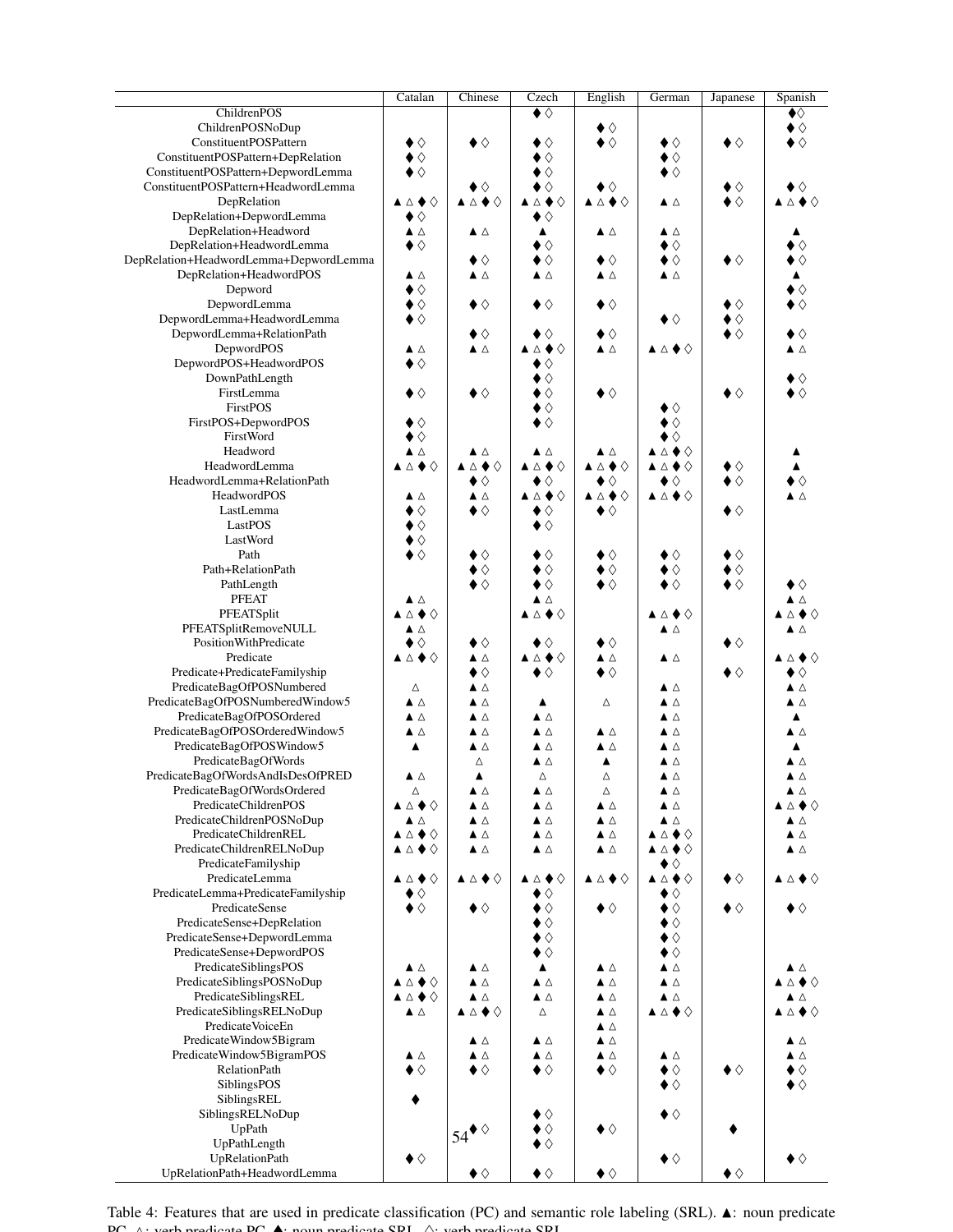| | Catalan | Chinese | Czech | English | German | Japanese | Spanish |
|---|---|---|---|---|---|---|---|
| ChildrenPOS | | | ♦ ◊ | | | | ♦◊ |
| ChildrenPOSNoDup | | | | ♦ ◊ | | | ♦ ◊ |
| ConstituentPOSPattern | ♦ ◊ | ♦ ◊ | ♦ ◊ | ♦ ◊ | ♦ ◊ | ♦ ◊ | ♦ ◊ |
| ConstituentPOSPattern+DepRelation | ♦ ◊ | | ♦ ◊ | | ♦ ◊ | | |
| ConstituentPOSPattern+DepwordLemma | ♦ ◊ | | ♦ ◊ | | ♦ ◊ | | |
| ConstituentPOSPattern+HeadwordLemma | | ♦ ◊ | ♦ ◊ | ♦ ◊ | | ♦ ◊ | ♦ ◊ |
| DepRelation | ▲ △ ♦ ◊ | ▲ △ ♦ ◊ | ▲ △ ♦ ◊ | ▲ △ ♦ ◊ | ▲ △ | ♦ ◊ | ▲ △ ♦ ◊ |
| DepRelation+DepwordLemma | ♦ ◊ | | ♦ ◊ | | | | |
| DepRelation+Headword | ▲ △ | ▲ △ | ▲ | ▲ △ | ▲ △ | | ▲ |
| DepRelation+HeadwordLemma | ♦ ◊ | | ♦ ◊ | | ♦ ◊ | | ♦ ◊ |
| DepRelation+HeadwordLemma+DepwordLemma | | ♦ ◊ | ♦ ◊ | ♦ ◊ | ♦ ◊ | ♦ ◊ | ♦ ◊ |
| DepRelation+HeadwordPOS | ▲ △ | ▲ △ | ▲ △ | ▲ △ | ▲ △ | | ▲ |
| Depword | ♦ ◊ | | | | | | ♦ ◊ |
| DepwordLemma | ♦ ◊ | ♦ ◊ | ♦ ◊ | ♦ ◊ | | ♦ ◊ | ♦ ◊ |
| DepwordLemma+HeadwordLemma | ♦ ◊ | | | | ♦ ◊ | ♦ ◊ | |
| DepwordLemma+RelationPath | | ♦ ◊ | ♦ ◊ | ♦ ◊ | | ♦ ◊ | ♦ ◊ |
| DepwordPOS | ▲ △ | ▲ △ | ▲ △ ♦ ◊ | ▲ △ | ▲ △ ♦ ◊ | | ▲ △ |
| DepwordPOS+HeadwordPOS | ♦ ◊ | | ♦ ◊ | | | | |
| DownPathLength | | | ♦ ◊ | | | | ♦ ◊ |
| FirstLemma | ♦ ◊ | ♦ ◊ | ♦ ◊ | ♦ ◊ | | ♦ ◊ | ♦ ◊ |
| FirstPOS | | | ♦ ◊ | | ♦ ◊ | | |
| FirstPOS+DepwordPOS | ♦ ◊ | | ♦ ◊ | | ♦ ◊ | | |
| FirstWord | ♦ ◊ | | | | ♦ ◊ | | |
| Headword | ▲ △ | ▲ △ | ▲ △ | ▲ △ | ▲ △ ♦ ◊ | | ▲ |
| HeadwordLemma | ▲ △ ♦ ◊ | ▲ △ ♦ ◊ | ▲ △ ♦ ◊ | ▲ △ ♦ ◊ | ▲ △ ♦ ◊ | ♦ ◊ | ▲ |
| HeadwordLemma+RelationPath | | ♦ ◊ | ♦ ◊ | ♦ ◊ | ♦ ◊ | ♦ ◊ | ♦ ◊ |
| HeadwordPOS | ▲ △ | ▲ △ | ▲ △ ♦ ◊ | ▲ △ ♦ ◊ | ▲ △ ♦ ◊ | | ▲ △ |
| LastLemma | ♦ ◊ | ♦ ◊ | ♦ ◊ | ♦ ◊ | | ♦ ◊ | |
| LastPOS | ♦ ◊ | | ♦ ◊ | | | | |
| LastWord | ♦ ◊ | | | | | | |
| Path | ♦ ◊ | ♦ ◊ | ♦ ◊ | ♦ ◊ | ♦ ◊ | ♦ ◊ | |
| Path+RelationPath | | ♦ ◊ | ♦ ◊ | ♦ ◊ | ♦ ◊ | ♦ ◊ | |
| PathLength | | ♦ ◊ | ♦ ◊ | ♦ ◊ | ♦ ◊ | ♦ ◊ | ♦ ◊ |
| PFEAT | ▲ △ | | ▲ △ | | | | ▲ △ |
| PFEATSplit | ▲ △ ♦ ◊ | | ▲ △ ♦ ◊ | | ▲ △ ♦ ◊ | | ▲ △ ♦ ◊ |
| PFEATSplitRemoveNULL | ▲ △ | | | | ▲ △ | | ▲ △ |
| PositionWithPredicate | ♦ ◊ | ♦ ◊ | ♦ ◊ | ♦ ◊ | | ♦ ◊ | |
| Predicate | ▲ △ ♦ ◊ | ▲ △ | ▲ △ ♦ ◊ | ▲ △ | ▲ △ | | ▲ △ ♦ ◊ |
| Predicate+PredicateFamilyship | | ♦ ◊ | ♦ ◊ | ♦ ◊ | | ♦ ◊ | ♦ ◊ |
| PredicateBagOfPOSNumbered | △ | ▲ △ | | | ▲ △ | | ▲ △ |
| PredicateBagOfPOSNumberedWindow5 | ▲ △ | ▲ △ | ▲ | △ | ▲ △ | | ▲ △ |
| PredicateBagOfPOSOrdered | ▲ △ | ▲ △ | ▲ △ | | ▲ △ | | ▲ |
| PredicateBagOfPOSOrderedWindow5 | ▲ △ | ▲ △ | ▲ △ | ▲ △ | ▲ △ | | ▲ △ |
| PredicateBagOfPOSWindow5 | ▲ | ▲ △ | ▲ △ | ▲ △ | ▲ △ | | ▲ |
| PredicateBagOfWords | | △ | ▲ △ | ▲ | ▲ △ | | ▲ △ |
| PredicateBagOfWordsAndIsDesOfPRED | ▲ △ | ▲ | △ | △ | ▲ △ | | ▲ △ |
| PredicateBagOfWordsOrdered | △ | ▲ △ | ▲ △ | △ | ▲ △ | | ▲ △ |
| PredicateChildrenPOS | ▲ △ ♦ ◊ | ▲ △ | ▲ △ | ▲ △ | ▲ △ | | ▲ △ ♦ ◊ |
| PredicateChildrenPOSNoDup | ▲ △ | ▲ △ | ▲ △ | ▲ △ | ▲ △ | | ▲ △ |
| PredicateChildrenREL | ▲ △ ♦ ◊ | ▲ △ | ▲ △ | ▲ △ | ▲ △ ♦ ◊ | | ▲ △ |
| PredicateChildrenRELNoDup | ▲ △ ♦ ◊ | ▲ △ | ▲ △ | ▲ △ | ▲ △ ♦ ◊ | | ▲ △ |
| PredicateFamilyship | | | | | ♦ ◊ | | |
| PredicateLemma | ▲ △ ♦ ◊ | ▲ △ ♦ ◊ | ▲ △ ♦ ◊ | ▲ △ ♦ ◊ | ▲ △ ♦ ◊ | ♦ ◊ | ▲ △ ♦ ◊ |
| PredicateLemma+PredicateFamilyship | ♦ ◊ | | ♦ ◊ | | ♦ ◊ | | |
| PredicateSense | ♦ ◊ | ♦ ◊ | ♦ ◊ | ♦ ◊ | ♦ ◊ | ♦ ◊ | ♦ ◊ |
| PredicateSense+DepRelation | | | ♦ ◊ | | ♦ ◊ | | |
| PredicateSense+DepwordLemma | | | ♦ ◊ | | ♦ ◊ | | |
| PredicateSense+DepwordPOS | | | ♦ ◊ | | ♦ ◊ | | |
| PredicateSiblingsPOS | ▲ △ | ▲ △ | ▲ | ▲ △ | ▲ △ | | ▲ △ |
| PredicateSiblingsPOSNoDup | ▲ △ ♦ ◊ | ▲ △ | ▲ △ | ▲ △ | ▲ △ | | ▲ △ ♦ ◊ |
| PredicateSiblingsREL | ▲ △ ♦ ◊ | ▲ △ | ▲ △ | ▲ △ | ▲ △ | | ▲ △ |
| PredicateSiblingsRELNoDup | ▲ △ | ▲ △ ♦ ◊ | △ | ▲ △ | ▲ △ ♦ ◊ | | ▲ △ ♦ ◊ |
| PredicateVoiceEn | | | | ▲ △ | | | |
| PredicateWindow5Bigram | | ▲ △ | ▲ △ | ▲ △ | | | ▲ △ |
| PredicateWindow5BigramPOS | ▲ △ | ▲ △ | ▲ △ | ▲ △ | ▲ △ | | ▲ △ |
| RelationPath | ♦ ◊ | ♦ ◊ | ♦ ◊ | ♦ ◊ | ♦ ◊ | ♦ ◊ | ♦ ◊ |
| SiblingsPOS | | | | | ♦ ◊ | | ♦ ◊ |
| SiblingsREL | ♦ | | | | | | |
| SiblingsRELNoDup | | | ♦ ◊ | | ♦ ◊ | | |
| UpPath | | ♦ ◊ | ♦ ◊ | ♦ ◊ | | ♦ | |
| UpPathLength | | | ♦ ◊ | | | | |
| UpRelationPath | ♦ ◊ | | | | ♦ ◊ | | ♦ ◊ |
| UpRelationPath+HeadwordLemma | | ♦ ◊ | ♦ ◊ | ♦ ◊ | | ♦ ◊ | |

Table 4: Features that are used in predicate classification (PC) and semantic role labeling (SRL). ▲: noun predicate PC, △: verb predicate PC, ♦: noun predicate SRL, ◊: verb predicate SRL.